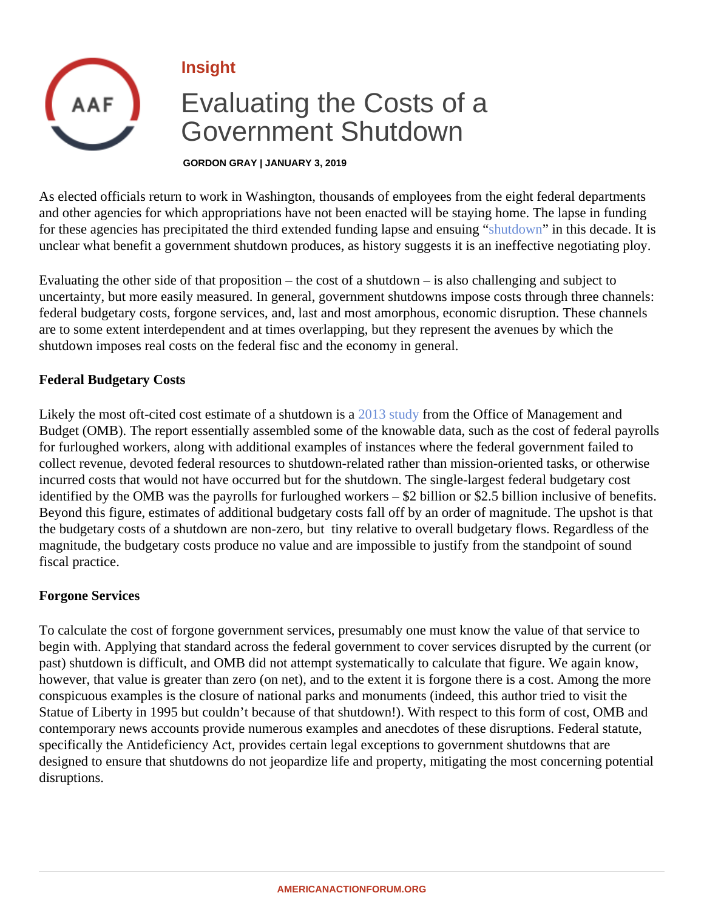Insight

# Evaluating the Costs of a Government Shutdown

GORDON GRAY | JANUARY 3, 2019

As elected officials return to work in Washington, thousands of employees from the eight federal departments and other agencies for which appropriations have not been enacted will be staying home. The lapse in funding for these agencies has precipitated the third extended funding lapse and ensuing "shutdown" in this decade. It is unclear what benefit a government shutdown produces, as history suggests it is an ineffective negotiating ploy.

Evaluating the other side of that proposition – the cost of a shutdown – is also challenging and subject to uncertainty, but more easily measured. In general, government shutdowns impose costs through three channels: federal budgetary costs, forgone services, and, last and most amorphous, economic disruption. These channels are to some extent interdependent and at times overlapping, but they represent the avenues by which the shutdown imposes real costs on the federal fisc and the economy in general.

**Federal Budgetary Costs**

Likely the most oft-cited cost estimate of a shutdown is a 2013 study from the Office of Management and Budget (OMB). The report essentially assembled some of the knowable data, such as the cost of federal payrolls for furloughed workers, along with additional examples of instances where the federal government failed to collect revenue, devoted federal resources to shutdown-related rather than mission-oriented tasks, or otherwise incurred costs that would not have occurred but for the shutdown. The single-largest federal budgetary cost identified by the OMB was the payrolls for furloughed workers – $2 billion or $2.5 billion inclusive of benefits. Beyond this figure, estimates of additional budgetary costs fall off by an order of magnitude. The upshot is that the budgetary costs of a shutdown are non-zero, but tiny relative to overall budgetary flows. Regardless of the magnitude, the budgetary costs produce no value and are impossible to justify from the standpoint of sound fiscal practice.

**Forgone Services**

To calculate the cost of forgone government services, presumably one must know the value of that service to begin with. Applying that standard across the federal government to cover services disrupted by the current (or past) shutdown is difficult, and OMB did not attempt systematically to calculate that figure. We again know, however, that value is greater than zero (on net), and to the extent it is forgone there is a cost. Among the more conspicuous examples is the closure of national parks and monuments (indeed, this author tried to visit the Statue of Liberty in 1995 but couldn't because of that shutdown!). With respect to this form of cost, OMB and contemporary news accounts provide numerous examples and anecdotes of these disruptions. Federal statute, specifically the Antideficiency Act, provides certain legal exceptions to government shutdowns that are designed to ensure that shutdowns do not jeopardize life and property, mitigating the most concerning potential disruptions.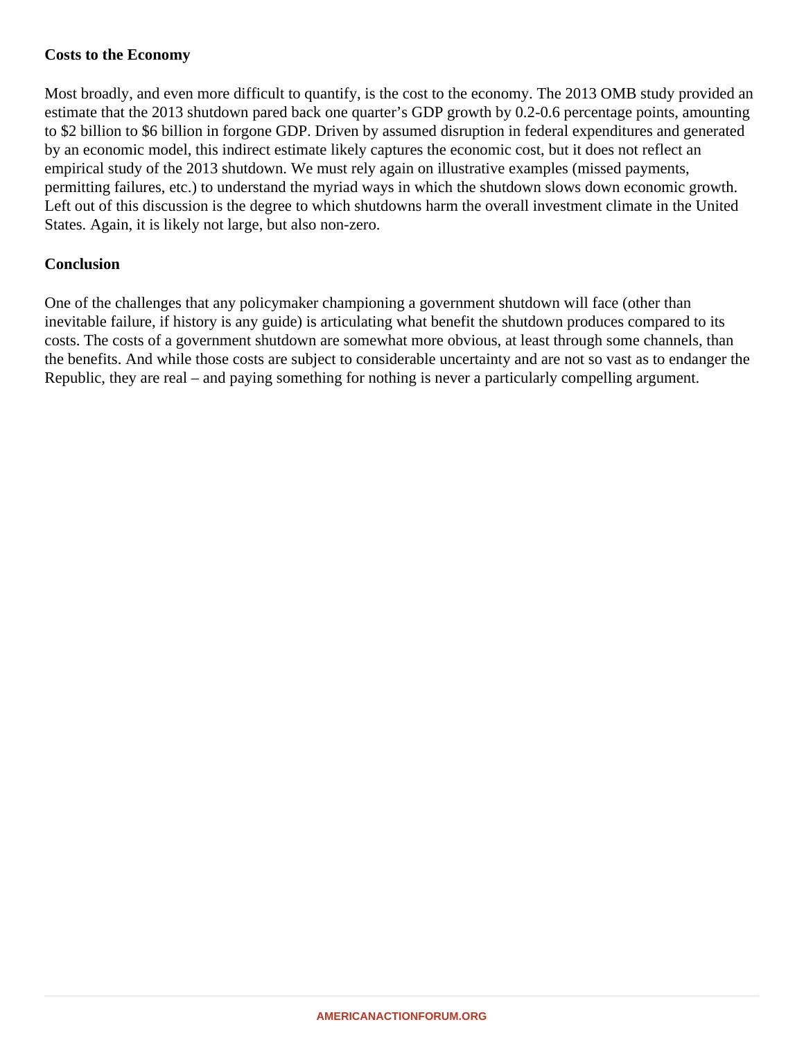**Costs to the Economy**

Most broadly, and even more difficult to quantify, is the cost to the economy. The 2013 OMB study provided an estimate that the 2013 shutdown pared back one quarter's GDP growth by 0.2-0.6 percentage points, amounting to $2 billion to $6 billion in forgone GDP. Driven by assumed disruption in federal expenditures and generated by an economic model, this indirect estimate likely captures the economic cost, but it does not reflect an empirical study of the 2013 shutdown. We must rely again on illustrative examples (missed payments, permitting failures, etc.) to understand the myriad ways in which the shutdown slows down economic growth. Left out of this discussion is the degree to which shutdowns harm the overall investment climate in the United States. Again, it is likely not large, but also non-zero.

**Conclusion**

One of the challenges that any policymaker championing a government shutdown will face (other than inevitable failure, if history is any guide) is articulating what benefit the shutdown produces compared to its costs. The costs of a government shutdown are somewhat more obvious, at least through some channels, than the benefits. And while those costs are subject to considerable uncertainty and are not so vast as to endanger the Republic, they are real – and paying something for nothing is never a particularly compelling argument.